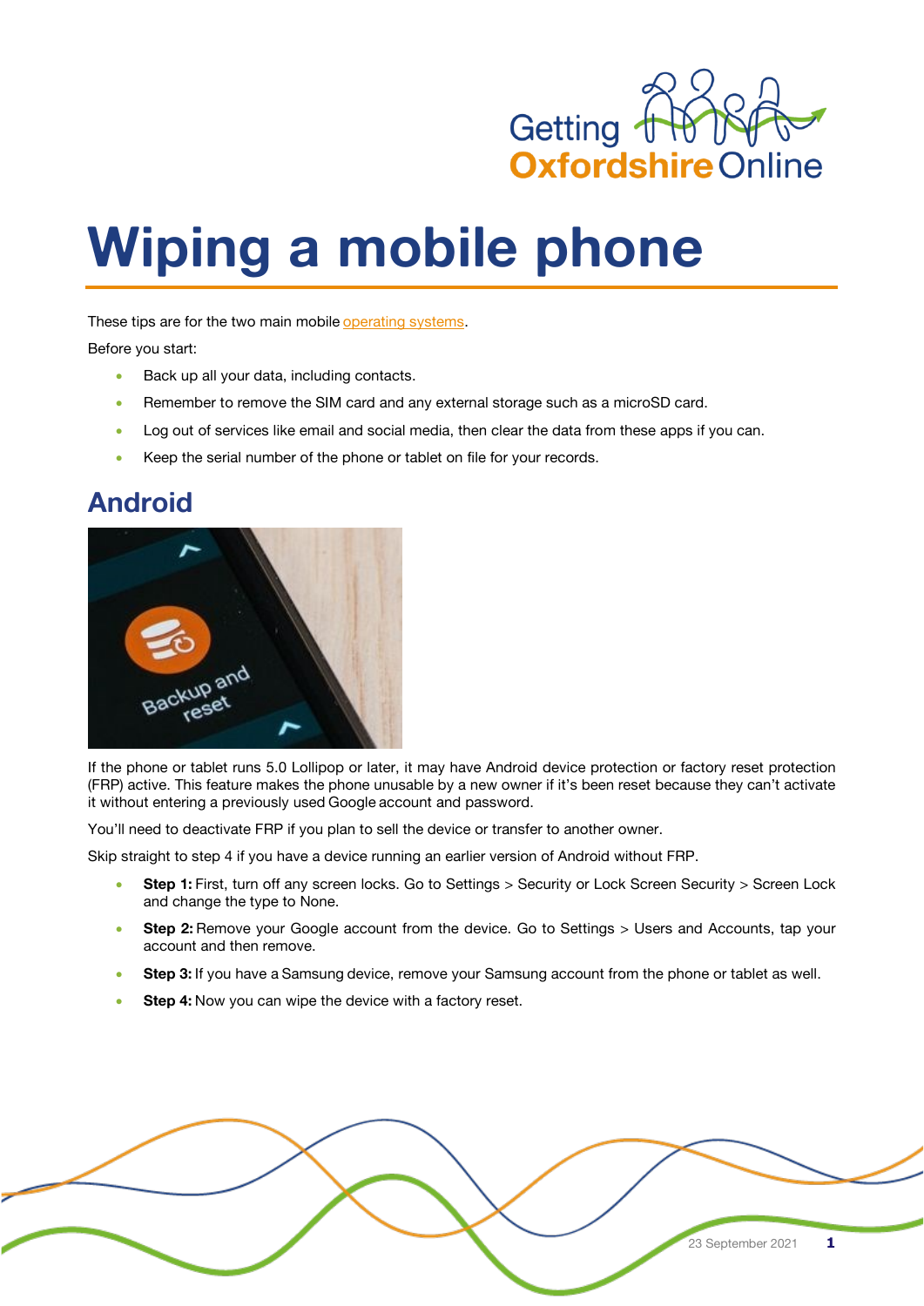# Wiping a mobile phone

These tips are for the two main mobile operating systems.

Before you start:

- Back up all your data, including contacts.
- Remember to remove the SIM card and any external storage such as a microSD card.
- Log out of services like email and social media, then clear the data from these apps if you can.
- Keep the serial number of the phone or tablet on file for your records.

## Android

If the phone or tablet runs 5.0 Lollipop or later, it may have Android device protection or factory reset protection (FRP) active. This feature makes the phone unusable by a new owner if it's been reset because they can't activate it without entering a previously used Google account and password.

You'll need to deactivate FRP if you plan to sell the device or transfer to another owner.

Skip straight to step 4 if you have a device running an earlier version of Android without FRP.

- **Step 1:** First, turn off any screen locks. Go to Settings > Security or Lock Screen Security > Screen Lock and change the type to None.
- **Step 2:** Remove your Google account from the device. Go to Settings > Users and Accounts, tap your account and then remove.
- **Step 3:** If you have a Samsung device, remove your Samsung account from the phone or tablet as well.
- **Step 4:** Now you can wipe the device with a factory reset.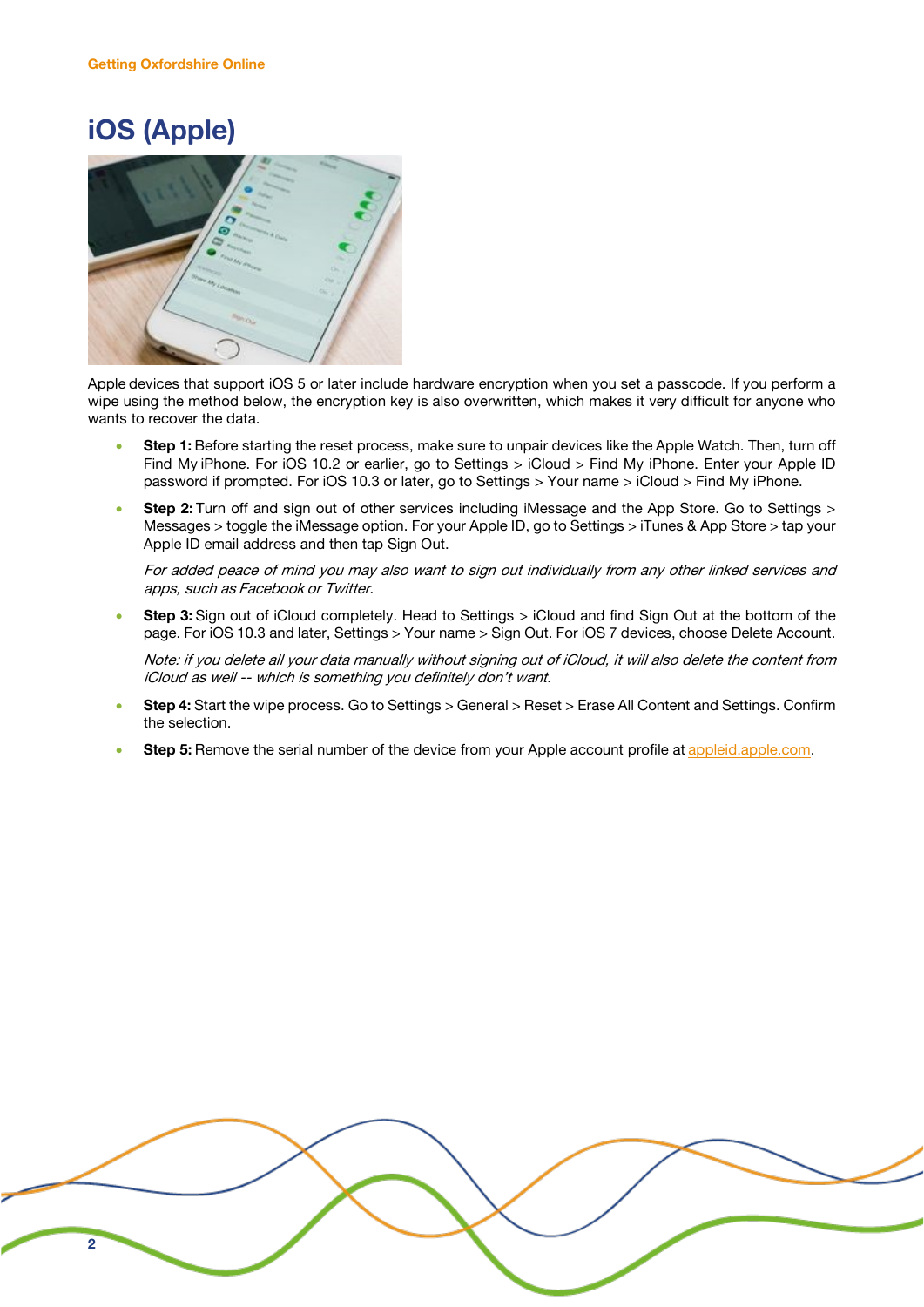# iOS (Apple)

Apple devices that support iOS 5 or later include hardware encryption when you set a passcode. If you perform a wipe using the method below, the encryption key is also overwritten, which makes it very difficult for anyone who wants to recover the data.

- **Step 1:** Before starting the reset process, make sure to unpair devices like the Apple Watch. Then, turn off Find My iPhone. For iOS 10.2 or earlier, go to Settings > iCloud > Find My iPhone. Enter your Apple ID password if prompted. For iOS 10.3 or later, go to Settings > Your name > iCloud > Find My iPhone.
- **Step 2:** Turn off and sign out of other services including iMessage and the App Store. Go to Settings > Messages > toggle the iMessage option. For your Apple ID, go to Settings > iTunes & App Store > tap your Apple ID email address and then tap Sign Out.

  *For added peace of mind you may also want to sign out individually from any other linked services and apps, such as Facebook or Twitter.*
- **Step 3:** Sign out of iCloud completely. Head to Settings > iCloud and find Sign Out at the bottom of the page. For iOS 10.3 and later, Settings > Your name > Sign Out. For iOS 7 devices, choose Delete Account.

  *Note: if you delete all your data manually without signing out of iCloud, it will also delete the content from iCloud as well -- which is something you definitely don't want.*
- **Step 4:** Start the wipe process. Go to Settings > General > Reset > Erase All Content and Settings. Confirm the selection.
- **Step 5:** Remove the serial number of the device from your Apple account profile at appleid.apple.com.